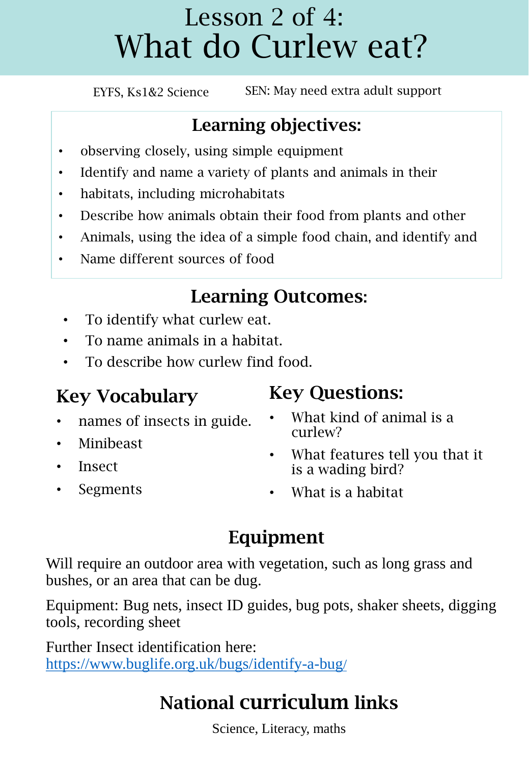# Lesson 2 of 4:
# What do Curlew eat?

EYFS, Ks1&2 Science     SEN: May need extra adult support

## Learning objectives:

- observing closely, using simple equipment
- Identify and name a variety of plants and animals in their
- habitats, including microhabitats
- Describe how animals obtain their food from plants and other
- Animals, using the idea of a simple food chain, and identify and
- Name different sources of food

## Learning Outcomes:

- To identify what curlew eat.
- To name animals in a habitat.
- To describe how curlew find food.

## Key Vocabulary

- names of insects in guide.
- Minibeast
- Insect
- Segments

## Key Questions:

- What kind of animal is a curlew?
- What features tell you that it is a wading bird?
- What is a habitat

## Equipment

Will require an outdoor area with vegetation, such as long grass and bushes, or an area that can be dug.

Equipment: Bug nets, insect ID guides, bug pots, shaker sheets, digging tools, recording sheet

Further Insect identification here:
https://www.buglife.org.uk/bugs/identify-a-bug/

## National curriculum links

Science, Literacy, maths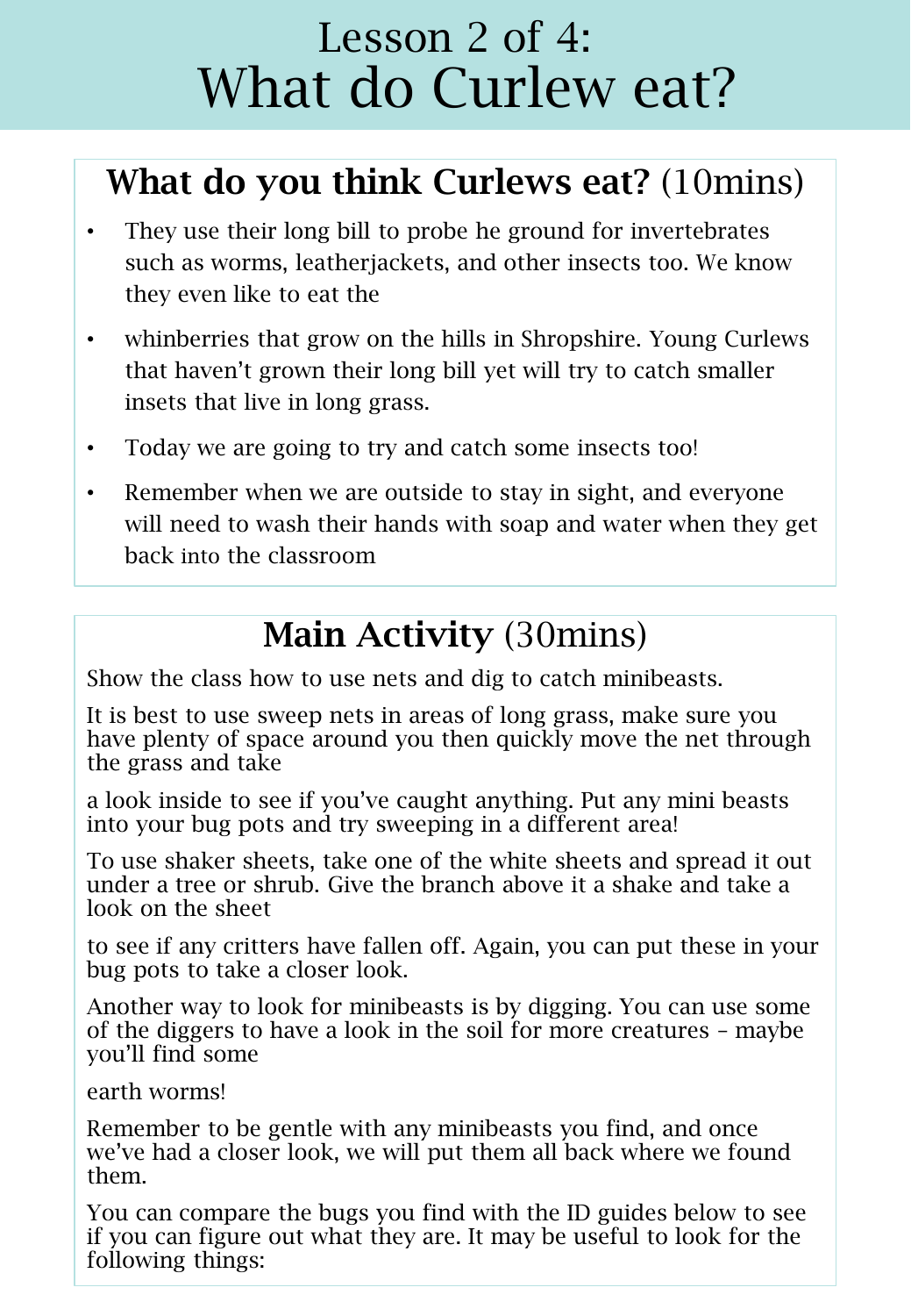# Lesson 2 of 4:
# What do Curlew eat?

## **What do you think Curlews eat?** (10mins)

- They use their long bill to probe he ground for invertebrates such as worms, leatherjackets, and other insects too. We know they even like to eat the
- whinberries that grow on the hills in Shropshire. Young Curlews that haven't grown their long bill yet will try to catch smaller insets that live in long grass.
- Today we are going to try and catch some insects too!
- Remember when we are outside to stay in sight, and everyone will need to wash their hands with soap and water when they get back into the classroom

## **Main Activity** (30mins)

Show the class how to use nets and dig to catch minibeasts.

It is best to use sweep nets in areas of long grass, make sure you have plenty of space around you then quickly move the net through the grass and take

a look inside to see if you've caught anything. Put any mini beasts into your bug pots and try sweeping in a different area!

To use shaker sheets, take one of the white sheets and spread it out under a tree or shrub. Give the branch above it a shake and take a look on the sheet

to see if any critters have fallen off. Again, you can put these in your bug pots to take a closer look.

Another way to look for minibeasts is by digging. You can use some of the diggers to have a look in the soil for more creatures – maybe you'll find some

earth worms!

Remember to be gentle with any minibeasts you find, and once we've had a closer look, we will put them all back where we found them.

You can compare the bugs you find with the ID guides below to see if you can figure out what they are. It may be useful to look for the following things: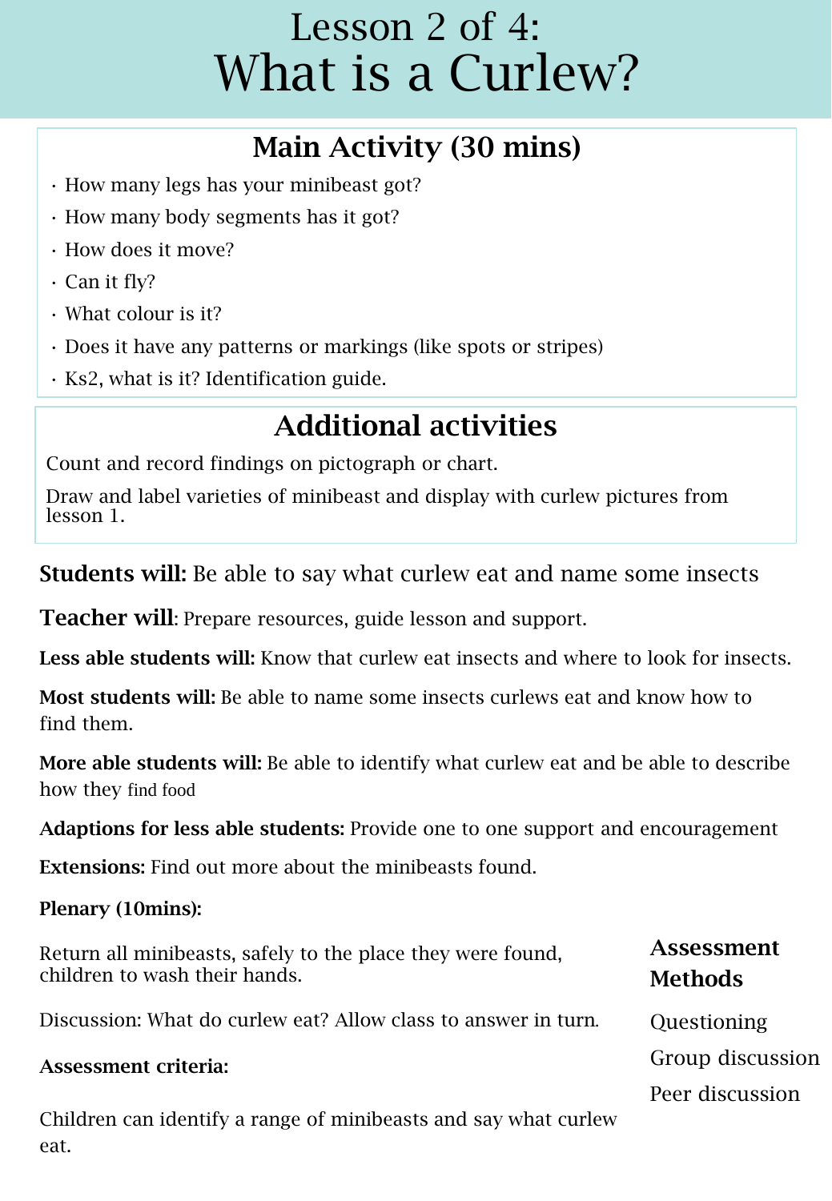# Lesson 2 of 4:
# What is a Curlew?

## Main Activity (30 mins)

- How many legs has your minibeast got?
- How many body segments has it got?
- How does it move?
- Can it fly?
- What colour is it?
- Does it have any patterns or markings (like spots or stripes)
- Ks2, what is it? Identification guide.

## Additional activities

Count and record findings on pictograph or chart.

Draw and label varieties of minibeast and display with curlew pictures from lesson 1.

**Students will:** Be able to say what curlew eat and name some insects

**Teacher will**: Prepare resources, guide lesson and support.

**Less able students will:** Know that curlew eat insects and where to look for insects.

**Most students will:** Be able to name some insects curlews eat and know how to find them.

**More able students will:** Be able to identify what curlew eat and be able to describe how they find food

**Adaptions for less able students:** Provide one to one support and encouragement

**Extensions:** Find out more about the minibeasts found.

**Plenary (10mins):**

Return all minibeasts, safely to the place they were found, children to wash their hands.

Discussion: What do curlew eat? Allow class to answer in turn.

**Assessment criteria:**

Children can identify a range of minibeasts and say what curlew eat.

### Assessment Methods

Questioning

Group discussion

Peer discussion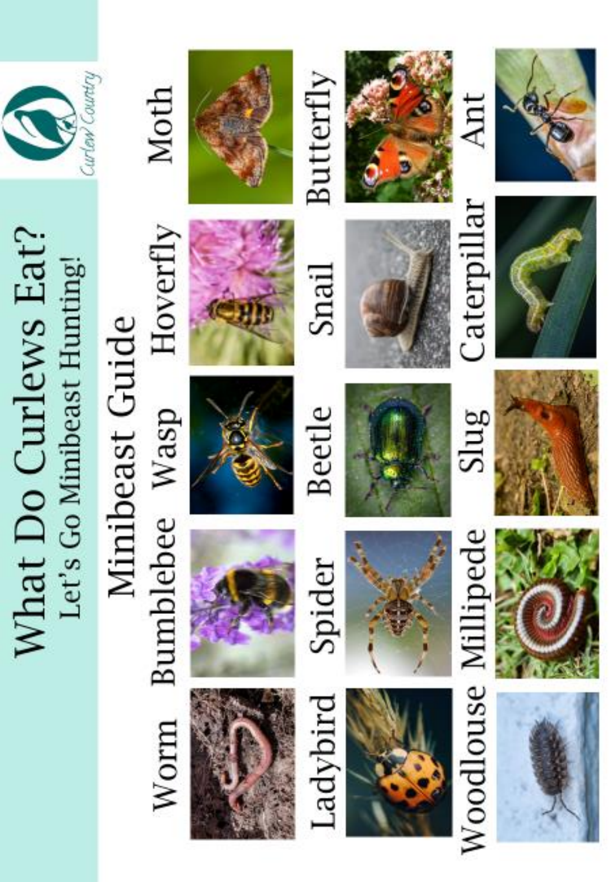# What Do Curlews Eat?

## Let's Go Minibeast Hunting!

Curlew Country

## Minibeast Guide

Worm

Bumblebee

Wasp

Hoverfly

Moth

Ladybird

Spider

Beetle

Snail

Butterfly

Woodlouse

Millipede

Slug

Caterpillar

Ant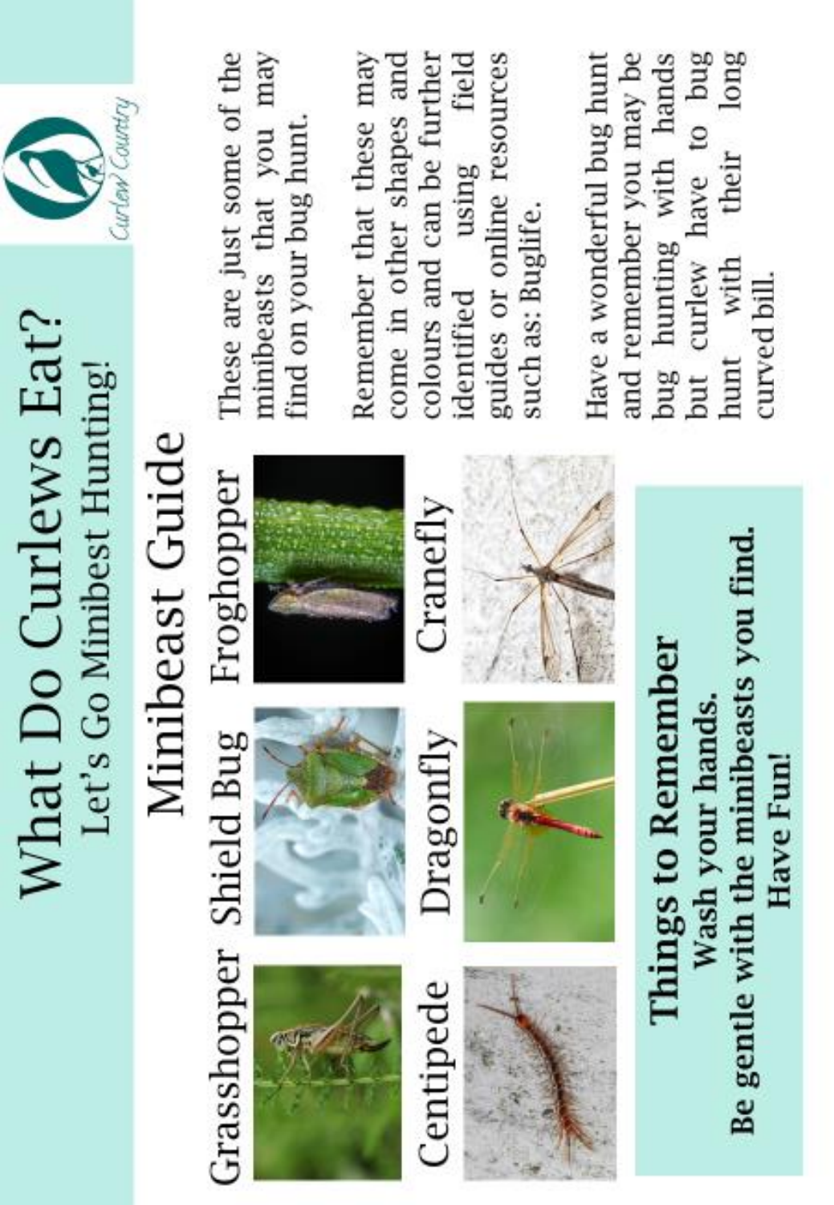# What Do Curlews Eat?

## Let's Go Minibest Hunting!

Curlew Country

## Minibeast Guide

Grasshopper

Shield Bug

Froghopper

Centipede

Dragonfly

Cranefly

These are just some of the minibeasts that you may find on your bug hunt.

Remember that these may come in other shapes and colours and can be further identified using field guides or online resources such as: Buglife.

Have a wonderful bug hunt and remember you may be bug hunting with hands but curlew have to bug hunt with their long curved bill.

**Things to Remember**

**Wash your hands.**

**Be gentle with the minibeasts you find.**

**Have Fun!**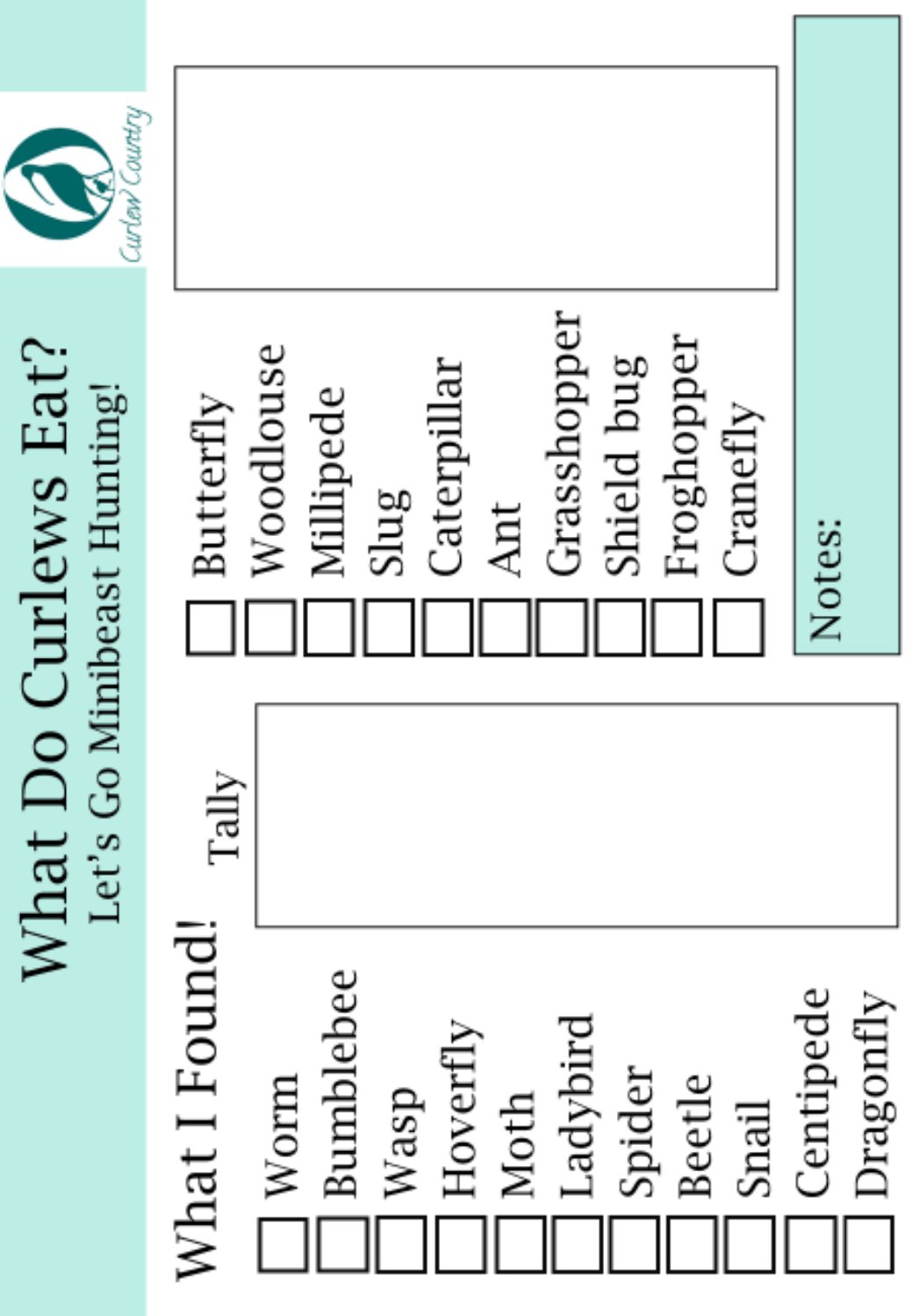# What Do Curlews Eat?

## Let's Go Minibeast Hunting!

Curlew Country

## What I Found!

- [ ] Worm
- [ ] Bumblebee
- [ ] Wasp
- [ ] Hoverfly
- [ ] Moth
- [ ] Ladybird
- [ ] Spider
- [ ] Beetle
- [ ] Snail
- [ ] Centipede
- [ ] Dragonfly

Tally

- [ ] Butterfly
- [ ] Woodlouse
- [ ] Millipede
- [ ] Slug
- [ ] Caterpillar
- [ ] Ant
- [ ] Grasshopper
- [ ] Shield bug
- [ ] Froghopper
- [ ] Cranefly

Notes: